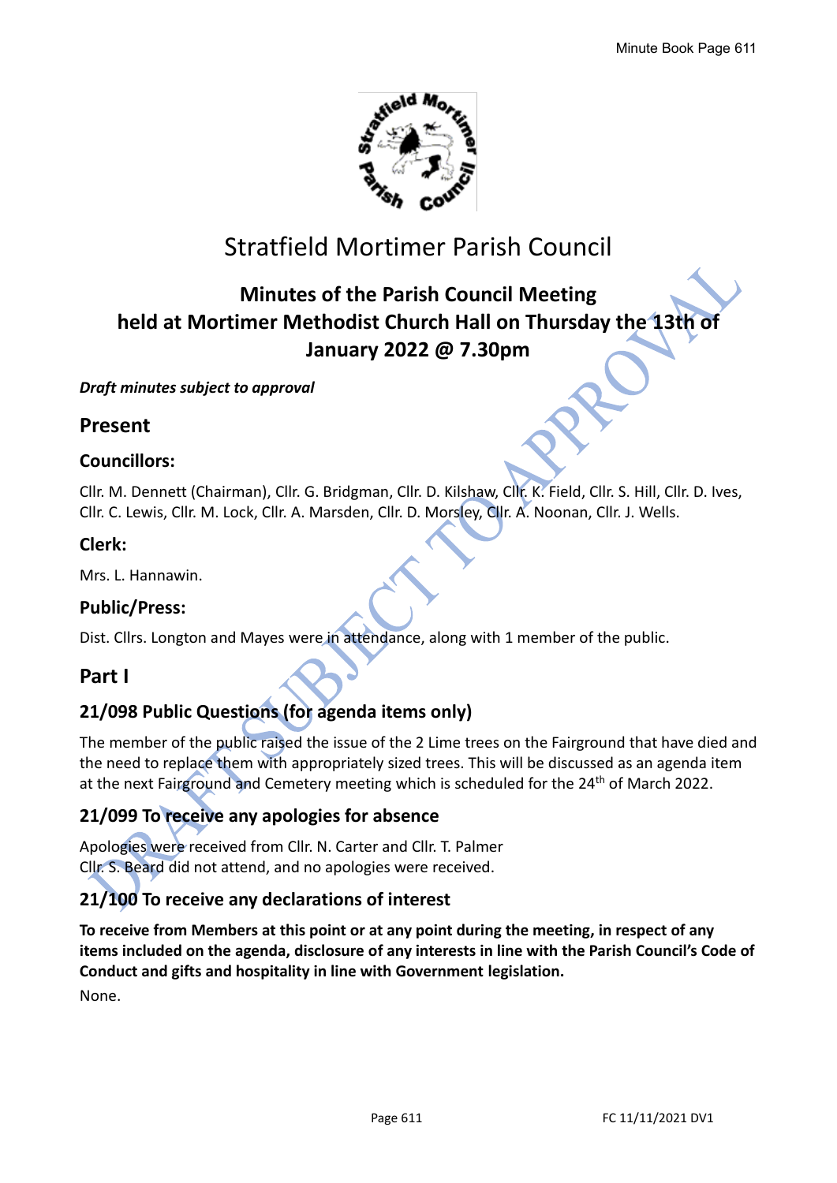# Stratfield Mortimer Parish Council

## Minutes of the Parish Council Meeting held at Mortimer Methodist Church Hall on Thursday the 13th of January 2022 @ 7.30pm

***Draft minutes subject to approval***

## Present

### Councillors:

Cllr. M. Dennett (Chairman), Cllr. G. Bridgman, Cllr. D. Kilshaw, Cllr. K. Field, Cllr. S. Hill, Cllr. D. Ives, Cllr. C. Lewis, Cllr. M. Lock, Cllr. A. Marsden, Cllr. D. Morsley, Cllr. A. Noonan, Cllr. J. Wells.

### Clerk:

Mrs. L. Hannawin.

### Public/Press:

Dist. Cllrs. Longton and Mayes were in attendance, along with 1 member of the public.

## Part I

### 21/098 Public Questions (for agenda items only)

The member of the public raised the issue of the 2 Lime trees on the Fairground that have died and the need to replace them with appropriately sized trees. This will be discussed as an agenda item at the next Fairground and Cemetery meeting which is scheduled for the 24th of March 2022.

### 21/099 To receive any apologies for absence

Apologies were received from Cllr. N. Carter and Cllr. T. Palmer
Cllr. S. Beard did not attend, and no apologies were received.

### 21/100 To receive any declarations of interest

**To receive from Members at this point or at any point during the meeting, in respect of any items included on the agenda, disclosure of any interests in line with the Parish Council's Code of Conduct and gifts and hospitality in line with Government legislation.**

None.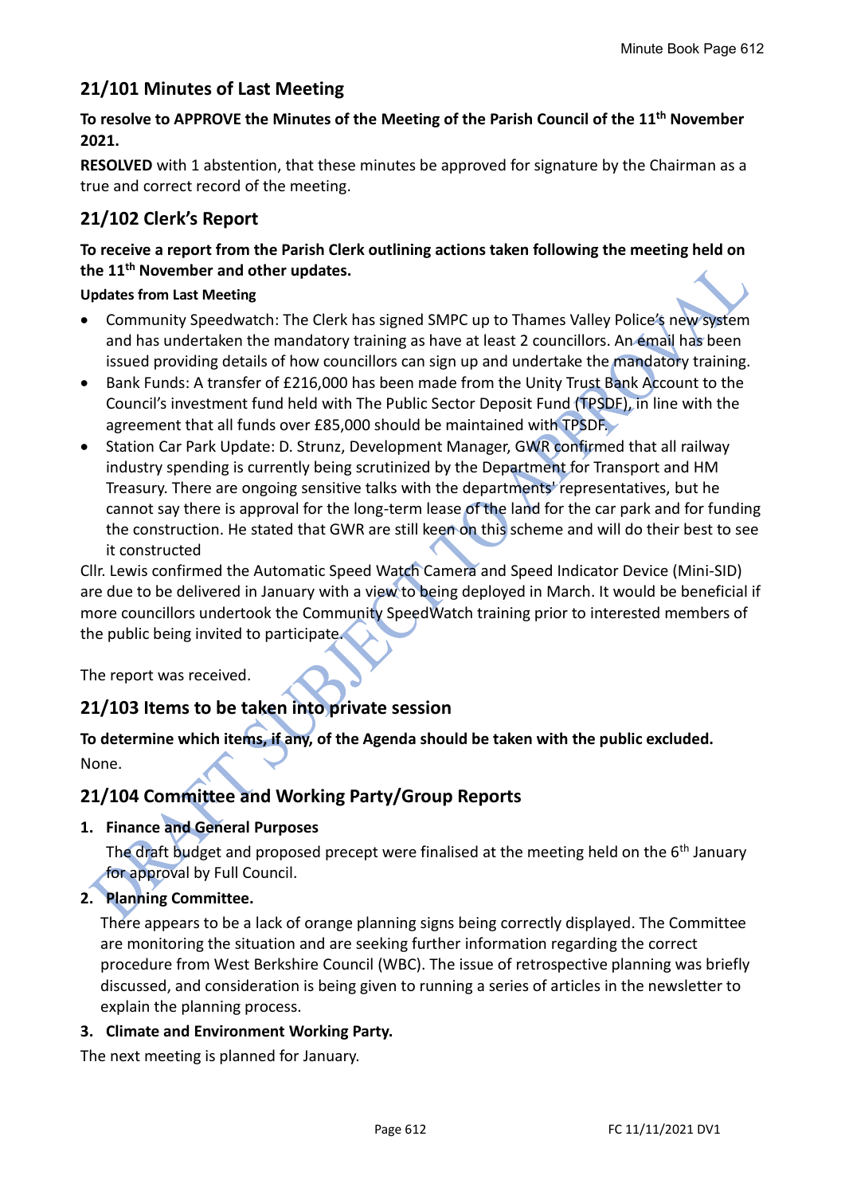## 21/101 Minutes of Last Meeting

**To resolve to APPROVE the Minutes of the Meeting of the Parish Council of the 11th November 2021.**

**RESOLVED** with 1 abstention, that these minutes be approved for signature by the Chairman as a true and correct record of the meeting.

## 21/102 Clerk's Report

**To receive a report from the Parish Clerk outlining actions taken following the meeting held on the 11th November and other updates.**

**Updates from Last Meeting**

- Community Speedwatch: The Clerk has signed SMPC up to Thames Valley Police's new system and has undertaken the mandatory training as have at least 2 councillors. An email has been issued providing details of how councillors can sign up and undertake the mandatory training.
- Bank Funds: A transfer of £216,000 has been made from the Unity Trust Bank Account to the Council's investment fund held with The Public Sector Deposit Fund (TPSDF), in line with the agreement that all funds over £85,000 should be maintained with TPSDF.
- Station Car Park Update: D. Strunz, Development Manager, GWR confirmed that all railway industry spending is currently being scrutinized by the Department for Transport and HM Treasury. There are ongoing sensitive talks with the departments' representatives, but he cannot say there is approval for the long-term lease of the land for the car park and for funding the construction. He stated that GWR are still keen on this scheme and will do their best to see it constructed

Cllr. Lewis confirmed the Automatic Speed Watch Camera and Speed Indicator Device (Mini-SID) are due to be delivered in January with a view to being deployed in March. It would be beneficial if more councillors undertook the Community SpeedWatch training prior to interested members of the public being invited to participate.

The report was received.

## 21/103 Items to be taken into private session

**To determine which items, if any, of the Agenda should be taken with the public excluded.**

None.

## 21/104 Committee and Working Party/Group Reports

1. **Finance and General Purposes**

   The draft budget and proposed precept were finalised at the meeting held on the 6th January for approval by Full Council.

2. **Planning Committee.**

   There appears to be a lack of orange planning signs being correctly displayed. The Committee are monitoring the situation and are seeking further information regarding the correct procedure from West Berkshire Council (WBC). The issue of retrospective planning was briefly discussed, and consideration is being given to running a series of articles in the newsletter to explain the planning process.

3. **Climate and Environment Working Party.**

The next meeting is planned for January.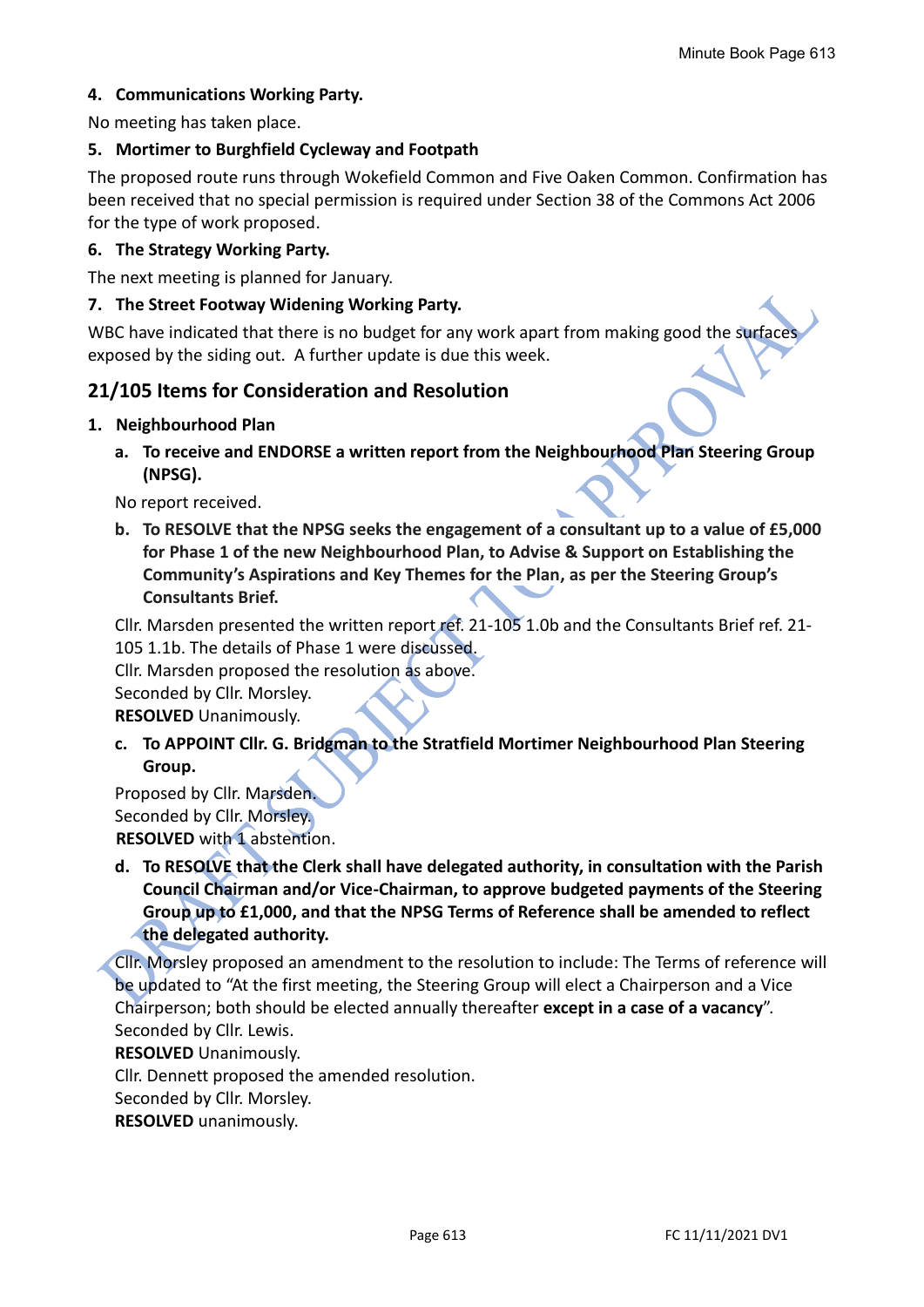**4. Communications Working Party.**

No meeting has taken place.

**5. Mortimer to Burghfield Cycleway and Footpath**

The proposed route runs through Wokefield Common and Five Oaken Common. Confirmation has been received that no special permission is required under Section 38 of the Commons Act 2006 for the type of work proposed.

**6. The Strategy Working Party.**

The next meeting is planned for January.

**7. The Street Footway Widening Working Party.**

WBC have indicated that there is no budget for any work apart from making good the surfaces exposed by the siding out. A further update is due this week.

## 21/105 Items for Consideration and Resolution

1. **Neighbourhood Plan**

   a. **To receive and ENDORSE a written report from the Neighbourhood Plan Steering Group (NPSG).**

   No report received.

   b. **To RESOLVE that the NPSG seeks the engagement of a consultant up to a value of £5,000 for Phase 1 of the new Neighbourhood Plan, to Advise & Support on Establishing the Community's Aspirations and Key Themes for the Plan, as per the Steering Group's Consultants Brief.**

   Cllr. Marsden presented the written report ref. 21-105 1.0b and the Consultants Brief ref. 21-105 1.1b. The details of Phase 1 were discussed.
   Cllr. Marsden proposed the resolution as above.
   Seconded by Cllr. Morsley.
   **RESOLVED** Unanimously.

   c. **To APPOINT Cllr. G. Bridgman to the Stratfield Mortimer Neighbourhood Plan Steering Group.**

   Proposed by Cllr. Marsden.
   Seconded by Cllr. Morsley.
   **RESOLVED** with 1 abstention.

   d. **To RESOLVE that the Clerk shall have delegated authority, in consultation with the Parish Council Chairman and/or Vice-Chairman, to approve budgeted payments of the Steering Group up to £1,000, and that the NPSG Terms of Reference shall be amended to reflect the delegated authority.**

   Cllr. Morsley proposed an amendment to the resolution to include: The Terms of reference will be updated to "At the first meeting, the Steering Group will elect a Chairperson and a Vice Chairperson; both should be elected annually thereafter **except in a case of a vacancy**".
   Seconded by Cllr. Lewis.
   **RESOLVED** Unanimously.
   Cllr. Dennett proposed the amended resolution.
   Seconded by Cllr. Morsley.
   **RESOLVED** unanimously.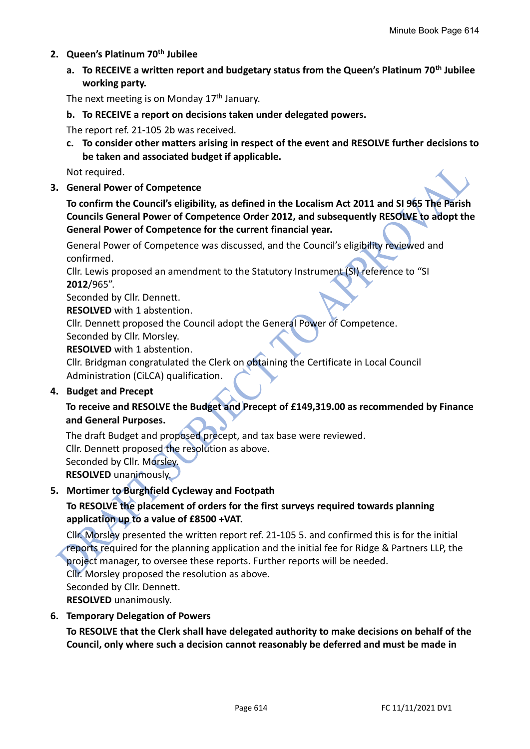2. **Queen's Platinum 70th Jubilee**

   a. **To RECEIVE a written report and budgetary status from the Queen's Platinum 70th Jubilee working party.**

   The next meeting is on Monday 17th January.

   b. **To RECEIVE a report on decisions taken under delegated powers.**

   The report ref. 21-105 2b was received.

   c. **To consider other matters arising in respect of the event and RESOLVE further decisions to be taken and associated budget if applicable.**

   Not required.

3. **General Power of Competence**

   **To confirm the Council's eligibility, as defined in the Localism Act 2011 and SI 965 The Parish Councils General Power of Competence Order 2012, and subsequently RESOLVE to adopt the General Power of Competence for the current financial year.**

   General Power of Competence was discussed, and the Council's eligibility reviewed and confirmed.
   Cllr. Lewis proposed an amendment to the Statutory Instrument (SI) reference to "SI **2012**/965".
   Seconded by Cllr. Dennett.
   **RESOLVED** with 1 abstention.
   Cllr. Dennett proposed the Council adopt the General Power of Competence.
   Seconded by Cllr. Morsley.
   **RESOLVED** with 1 abstention.
   Cllr. Bridgman congratulated the Clerk on obtaining the Certificate in Local Council Administration (CiLCA) qualification.

4. **Budget and Precept**

   **To receive and RESOLVE the Budget and Precept of £149,319.00 as recommended by Finance and General Purposes.**

   The draft Budget and proposed precept, and tax base were reviewed.
   Cllr. Dennett proposed the resolution as above.
   Seconded by Cllr. Morsley.
   **RESOLVED** unanimously.

5. **Mortimer to Burghfield Cycleway and Footpath**

   **To RESOLVE the placement of orders for the first surveys required towards planning application up to a value of £8500 +VAT.**

   Cllr. Morsley presented the written report ref. 21-105 5. and confirmed this is for the initial reports required for the planning application and the initial fee for Ridge & Partners LLP, the project manager, to oversee these reports. Further reports will be needed.
   Cllr. Morsley proposed the resolution as above.
   Seconded by Cllr. Dennett.
   **RESOLVED** unanimously.

6. **Temporary Delegation of Powers**

   **To RESOLVE that the Clerk shall have delegated authority to make decisions on behalf of the Council, only where such a decision cannot reasonably be deferred and must be made in**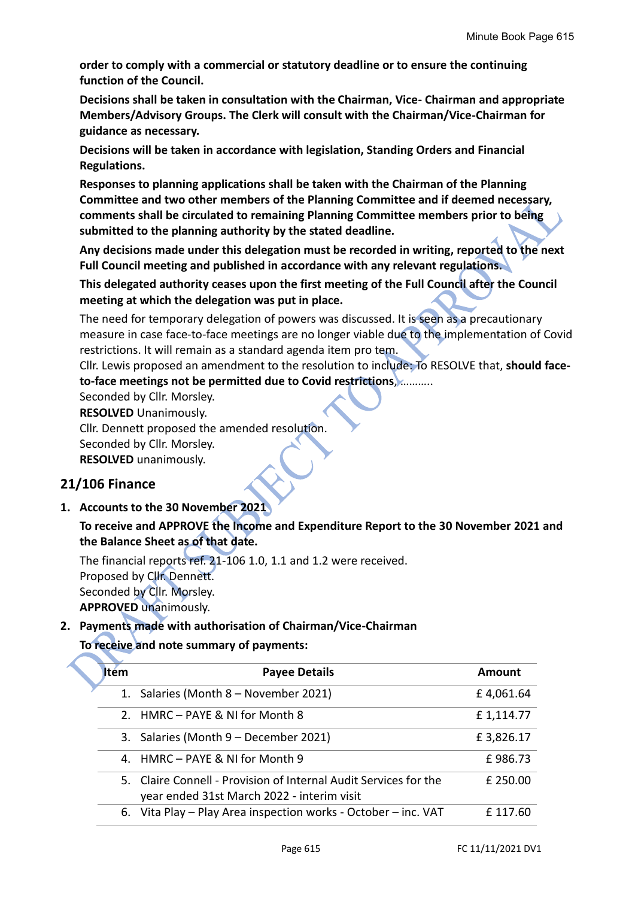**order to comply with a commercial or statutory deadline or to ensure the continuing function of the Council.**

**Decisions shall be taken in consultation with the Chairman, Vice- Chairman and appropriate Members/Advisory Groups. The Clerk will consult with the Chairman/Vice-Chairman for guidance as necessary.**

**Decisions will be taken in accordance with legislation, Standing Orders and Financial Regulations.**

**Responses to planning applications shall be taken with the Chairman of the Planning Committee and two other members of the Planning Committee and if deemed necessary, comments shall be circulated to remaining Planning Committee members prior to being submitted to the planning authority by the stated deadline.**

**Any decisions made under this delegation must be recorded in writing, reported to the next Full Council meeting and published in accordance with any relevant regulations.**

**This delegated authority ceases upon the first meeting of the Full Council after the Council meeting at which the delegation was put in place.**

The need for temporary delegation of powers was discussed. It is seen as a precautionary measure in case face-to-face meetings are no longer viable due to the implementation of Covid restrictions. It will remain as a standard agenda item pro tem.
Cllr. Lewis proposed an amendment to the resolution to include: To RESOLVE that, **should face-to-face meetings not be permitted due to Covid restrictions**, ……….
Seconded by Cllr. Morsley.
**RESOLVED** Unanimously.
Cllr. Dennett proposed the amended resolution.
Seconded by Cllr. Morsley.
**RESOLVED** unanimously.

## 21/106 Finance

1. **Accounts to the 30 November 2021**

   **To receive and APPROVE the Income and Expenditure Report to the 30 November 2021 and the Balance Sheet as of that date.**

   The financial reports ref. 21-106 1.0, 1.1 and 1.2 were received.
   Proposed by Cllr. Dennett.
   Seconded by Cllr. Morsley.
   **APPROVED** unanimously.

2. **Payments made with authorisation of Chairman/Vice-Chairman**

   **To receive and note summary of payments:**

| Item | Payee Details | Amount |
|---|---|---|
| 1. | Salaries (Month 8 – November 2021) | £ 4,061.64 |
| 2. | HMRC – PAYE & NI for Month 8 | £ 1,114.77 |
| 3. | Salaries (Month 9 – December 2021) | £ 3,826.17 |
| 4. | HMRC – PAYE & NI for Month 9 | £ 986.73 |
| 5. | Claire Connell - Provision of Internal Audit Services for the year ended 31st March 2022 - interim visit | £ 250.00 |
| 6. | Vita Play – Play Area inspection works - October – inc. VAT | £ 117.60 |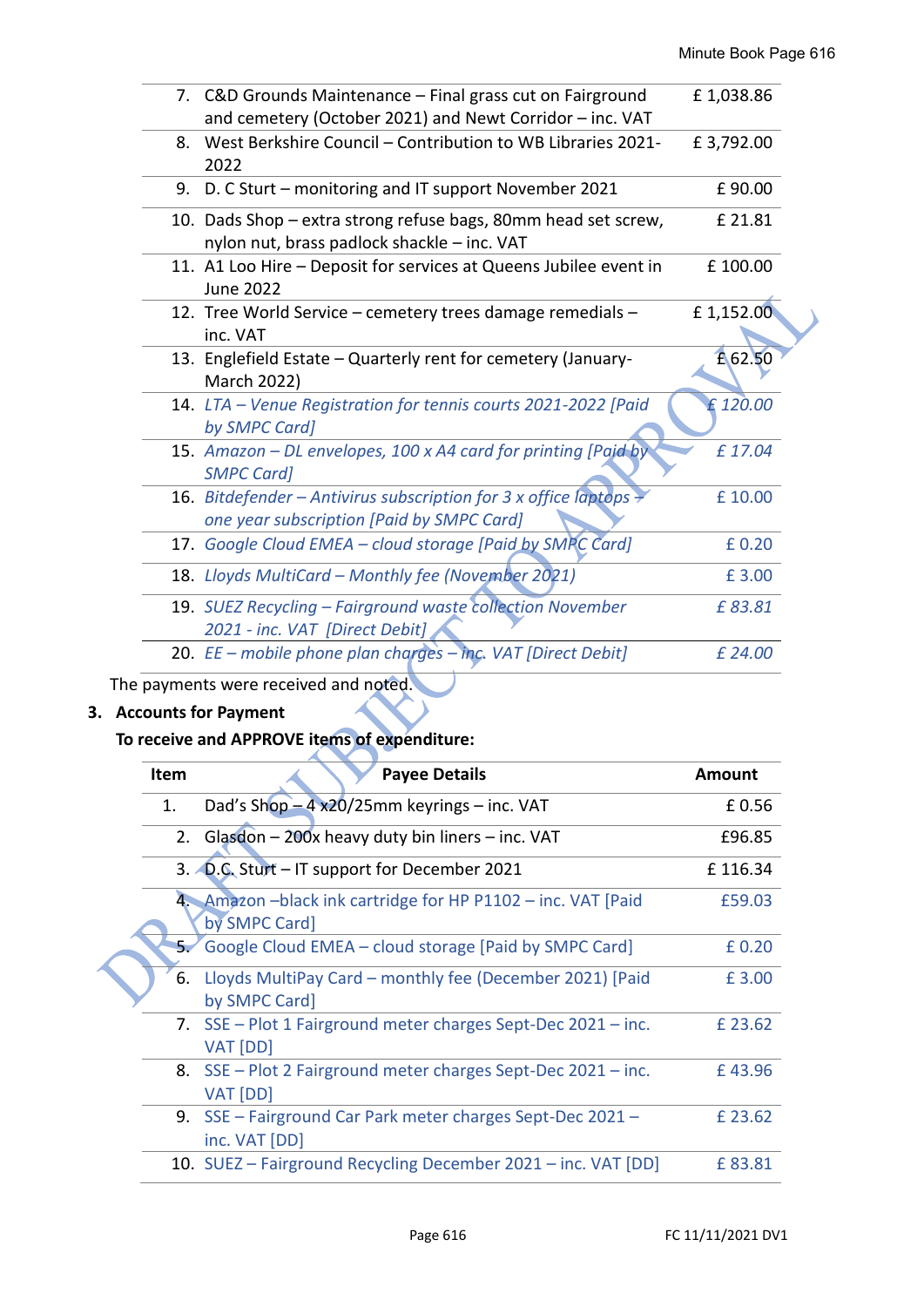| | | |
|---|---|---|
| 7. | C&D Grounds Maintenance – Final grass cut on Fairground and cemetery (October 2021) and Newt Corridor – inc. VAT | £ 1,038.86 |
| 8. | West Berkshire Council – Contribution to WB Libraries 2021-2022 | £ 3,792.00 |
| 9. | D. C Sturt – monitoring and IT support November 2021 | £ 90.00 |
| 10. | Dads Shop – extra strong refuse bags, 80mm head set screw, nylon nut, brass padlock shackle – inc. VAT | £ 21.81 |
| 11. | A1 Loo Hire – Deposit for services at Queens Jubilee event in June 2022 | £ 100.00 |
| 12. | Tree World Service – cemetery trees damage remedials – inc. VAT | £ 1,152.00 |
| 13. | Englefield Estate – Quarterly rent for cemetery (January-March 2022) | £ 62.50 |
| 14. | *LTA – Venue Registration for tennis courts 2021-2022 [Paid by SMPC Card]* | *£ 120.00* |
| 15. | *Amazon – DL envelopes, 100 x A4 card for printing [Paid by SMPC Card]* | *£ 17.04* |
| 16. | *Bitdefender – Antivirus subscription for 3 x office laptops – one year subscription [Paid by SMPC Card]* | *£ 10.00* |
| 17. | *Google Cloud EMEA – cloud storage [Paid by SMPC Card]* | *£ 0.20* |
| 18. | *Lloyds MultiCard – Monthly fee (November 2021)* | *£ 3.00* |
| 19. | *SUEZ Recycling – Fairground waste collection November 2021 - inc. VAT [Direct Debit]* | *£ 83.81* |
| 20. | *EE – mobile phone plan charges – inc. VAT [Direct Debit]* | *£ 24.00* |

The payments were received and noted.

**3. Accounts for Payment**

**To receive and APPROVE items of expenditure:**

| Item | Payee Details | Amount |
|---|---|---|
| 1. | Dad's Shop – 4 x20/25mm keyrings – inc. VAT | £ 0.56 |
| 2. | Glasdon – 200x heavy duty bin liners – inc. VAT | £96.85 |
| 3. | D.C. Sturt – IT support for December 2021 | £ 116.34 |
| 4. | Amazon –black ink cartridge for HP P1102 – inc. VAT [Paid by SMPC Card] | £59.03 |
| 5. | Google Cloud EMEA – cloud storage [Paid by SMPC Card] | £ 0.20 |
| 6. | Lloyds MultiPay Card – monthly fee (December 2021) [Paid by SMPC Card] | £ 3.00 |
| 7. | SSE – Plot 1 Fairground meter charges Sept-Dec 2021 – inc. VAT [DD] | £ 23.62 |
| 8. | SSE – Plot 2 Fairground meter charges Sept-Dec 2021 – inc. VAT [DD] | £ 43.96 |
| 9. | SSE – Fairground Car Park meter charges Sept-Dec 2021 – inc. VAT [DD] | £ 23.62 |
| 10. | SUEZ – Fairground Recycling December 2021 – inc. VAT [DD] | £ 83.81 |

DRAFT SUBJECT TO APPROVAL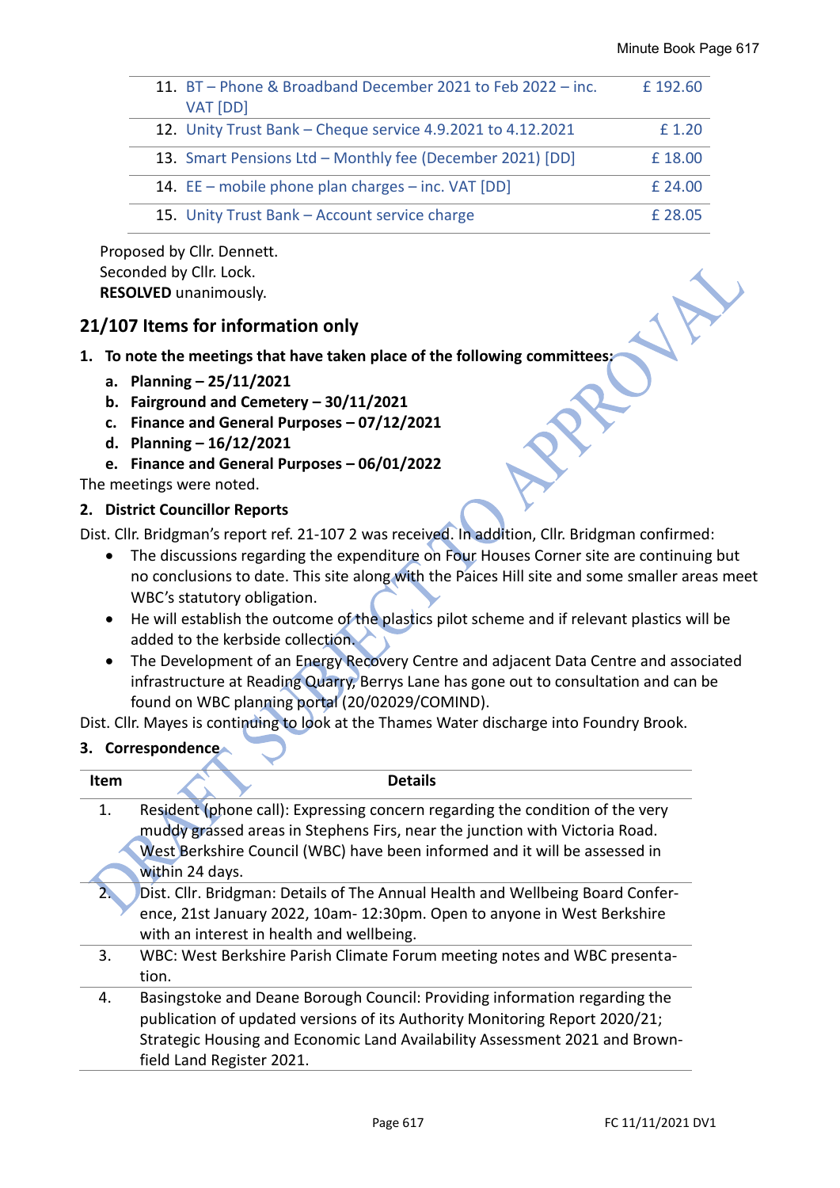| | | |
|---|---|---|
| 11. | BT – Phone & Broadband December 2021 to Feb 2022 – inc. VAT [DD] | £ 192.60 |
| 12. | Unity Trust Bank – Cheque service 4.9.2021 to 4.12.2021 | £ 1.20 |
| 13. | Smart Pensions Ltd – Monthly fee (December 2021) [DD] | £ 18.00 |
| 14. | EE – mobile phone plan charges – inc. VAT [DD] | £ 24.00 |
| 15. | Unity Trust Bank – Account service charge | £ 28.05 |

Proposed by Cllr. Dennett.
Seconded by Cllr. Lock.
**RESOLVED** unanimously.

## 21/107 Items for information only

1. **To note the meetings that have taken place of the following committees:**
   a. **Planning – 25/11/2021**
   b. **Fairground and Cemetery – 30/11/2021**
   c. **Finance and General Purposes – 07/12/2021**
   d. **Planning – 16/12/2021**
   e. **Finance and General Purposes – 06/01/2022**

The meetings were noted.

2. **District Councillor Reports**

Dist. Cllr. Bridgman's report ref. 21-107 2 was received. In addition, Cllr. Bridgman confirmed:

- The discussions regarding the expenditure on Four Houses Corner site are continuing but no conclusions to date. This site along with the Paices Hill site and some smaller areas meet WBC's statutory obligation.
- He will establish the outcome of the plastics pilot scheme and if relevant plastics will be added to the kerbside collection.
- The Development of an Energy Recovery Centre and adjacent Data Centre and associated infrastructure at Reading Quarry, Berrys Lane has gone out to consultation and can be found on WBC planning portal (20/02029/COMIND).

Dist. Cllr. Mayes is continuing to look at the Thames Water discharge into Foundry Brook.

3. **Correspondence**

| Item | Details |
|---|---|
| 1. | Resident (phone call): Expressing concern regarding the condition of the very muddy grassed areas in Stephens Firs, near the junction with Victoria Road. West Berkshire Council (WBC) have been informed and it will be assessed in within 24 days. |
| 2. | Dist. Cllr. Bridgman: Details of The Annual Health and Wellbeing Board Conference, 21st January 2022, 10am- 12:30pm. Open to anyone in West Berkshire with an interest in health and wellbeing. |
| 3. | WBC: West Berkshire Parish Climate Forum meeting notes and WBC presentation. |
| 4. | Basingstoke and Deane Borough Council: Providing information regarding the publication of updated versions of its Authority Monitoring Report 2020/21; Strategic Housing and Economic Land Availability Assessment 2021 and Brownfield Land Register 2021. |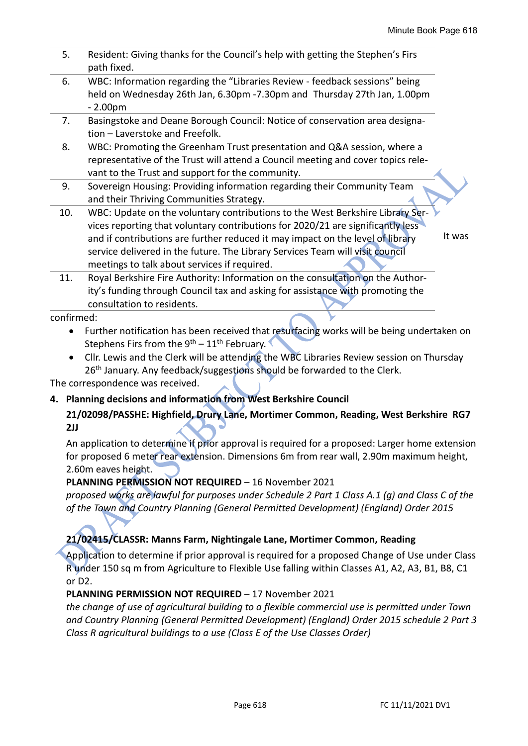| | |
|---|---|
| 5. | Resident: Giving thanks for the Council's help with getting the Stephen's Firs path fixed. |
| 6. | WBC: Information regarding the "Libraries Review - feedback sessions" being held on Wednesday 26th Jan, 6.30pm -7.30pm and Thursday 27th Jan, 1.00pm - 2.00pm |
| 7. | Basingstoke and Deane Borough Council: Notice of conservation area designation – Laverstoke and Freefolk. |
| 8. | WBC: Promoting the Greenham Trust presentation and Q&A session, where a representative of the Trust will attend a Council meeting and cover topics relevant to the Trust and support for the community. |
| 9. | Sovereign Housing: Providing information regarding their Community Team and their Thriving Communities Strategy. |
| 10. | WBC: Update on the voluntary contributions to the West Berkshire Library Services reporting that voluntary contributions for 2020/21 are significantly less and if contributions are further reduced it may impact on the level of library service delivered in the future. The Library Services Team will visit council meetings to talk about services if required. |
| 11. | Royal Berkshire Fire Authority: Information on the consultation on the Authority's funding through Council tax and asking for assistance with promoting the consultation to residents. |

It was confirmed:

- Further notification has been received that resurfacing works will be being undertaken on Stephens Firs from the 9th – 11th February.
- Cllr. Lewis and the Clerk will be attending the WBC Libraries Review session on Thursday 26th January. Any feedback/suggestions should be forwarded to the Clerk.

The correspondence was received.

**4. Planning decisions and information from West Berkshire Council**

**21/02098/PASSHE: Highfield, Drury Lane, Mortimer Common, Reading, West Berkshire RG7 2JJ**

An application to determine if prior approval is required for a proposed: Larger home extension for proposed 6 meter rear extension. Dimensions 6m from rear wall, 2.90m maximum height, 2.60m eaves height.

**PLANNING PERMISSION NOT REQUIRED** – 16 November 2021

*proposed works are lawful for purposes under Schedule 2 Part 1 Class A.1 (g) and Class C of the of the Town and Country Planning (General Permitted Development) (England) Order 2015*

**21/02415/CLASSR: Manns Farm, Nightingale Lane, Mortimer Common, Reading**

Application to determine if prior approval is required for a proposed Change of Use under Class R under 150 sq m from Agriculture to Flexible Use falling within Classes A1, A2, A3, B1, B8, C1 or D2.

**PLANNING PERMISSION NOT REQUIRED** – 17 November 2021

*the change of use of agricultural building to a flexible commercial use is permitted under Town and Country Planning (General Permitted Development) (England) Order 2015 schedule 2 Part 3 Class R agricultural buildings to a use (Class E of the Use Classes Order)*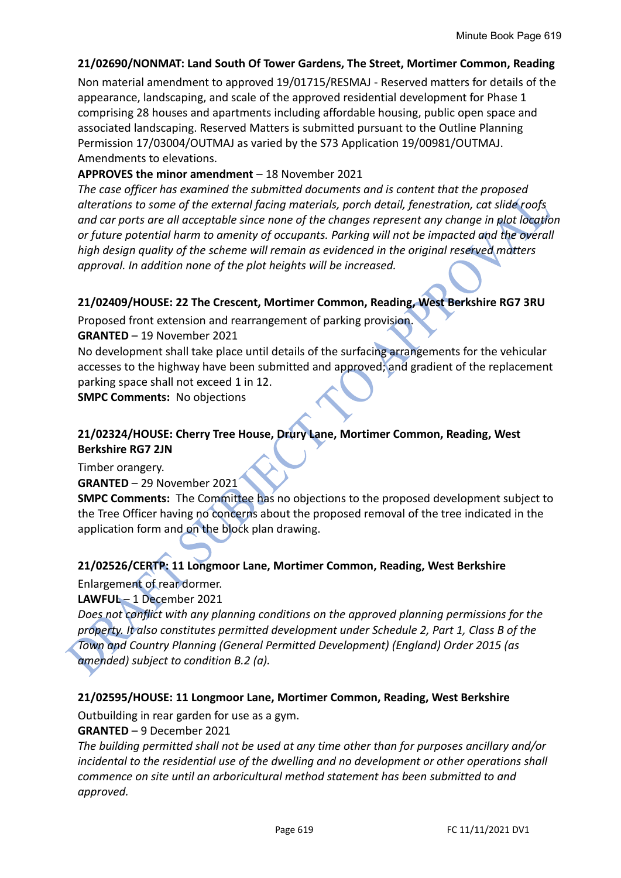**21/02690/NONMAT: Land South Of Tower Gardens, The Street, Mortimer Common, Reading**

Non material amendment to approved 19/01715/RESMAJ - Reserved matters for details of the appearance, landscaping, and scale of the approved residential development for Phase 1 comprising 28 houses and apartments including affordable housing, public open space and associated landscaping. Reserved Matters is submitted pursuant to the Outline Planning Permission 17/03004/OUTMAJ as varied by the S73 Application 19/00981/OUTMAJ. Amendments to elevations.

**APPROVES the minor amendment** – 18 November 2021

*The case officer has examined the submitted documents and is content that the proposed alterations to some of the external facing materials, porch detail, fenestration, cat slide roofs and car ports are all acceptable since none of the changes represent any change in plot location or future potential harm to amenity of occupants. Parking will not be impacted and the overall high design quality of the scheme will remain as evidenced in the original reserved matters approval. In addition none of the plot heights will be increased.*

**21/02409/HOUSE: 22 The Crescent, Mortimer Common, Reading, West Berkshire RG7 3RU**

Proposed front extension and rearrangement of parking provision.

**GRANTED** – 19 November 2021

No development shall take place until details of the surfacing arrangements for the vehicular accesses to the highway have been submitted and approved; and gradient of the replacement parking space shall not exceed 1 in 12.

**SMPC Comments:** No objections

**21/02324/HOUSE: Cherry Tree House, Drury Lane, Mortimer Common, Reading, West Berkshire RG7 2JN**

Timber orangery.

**GRANTED** – 29 November 2021

**SMPC Comments:** The Committee has no objections to the proposed development subject to the Tree Officer having no concerns about the proposed removal of the tree indicated in the application form and on the block plan drawing.

**21/02526/CERTP: 11 Longmoor Lane, Mortimer Common, Reading, West Berkshire**

Enlargement of rear dormer.

**LAWFUL** – 1 December 2021

*Does not conflict with any planning conditions on the approved planning permissions for the property. It also constitutes permitted development under Schedule 2, Part 1, Class B of the Town and Country Planning (General Permitted Development) (England) Order 2015 (as amended) subject to condition B.2 (a).*

**21/02595/HOUSE: 11 Longmoor Lane, Mortimer Common, Reading, West Berkshire**

Outbuilding in rear garden for use as a gym.

**GRANTED** – 9 December 2021

*The building permitted shall not be used at any time other than for purposes ancillary and/or incidental to the residential use of the dwelling and no development or other operations shall commence on site until an arboricultural method statement has been submitted to and approved.*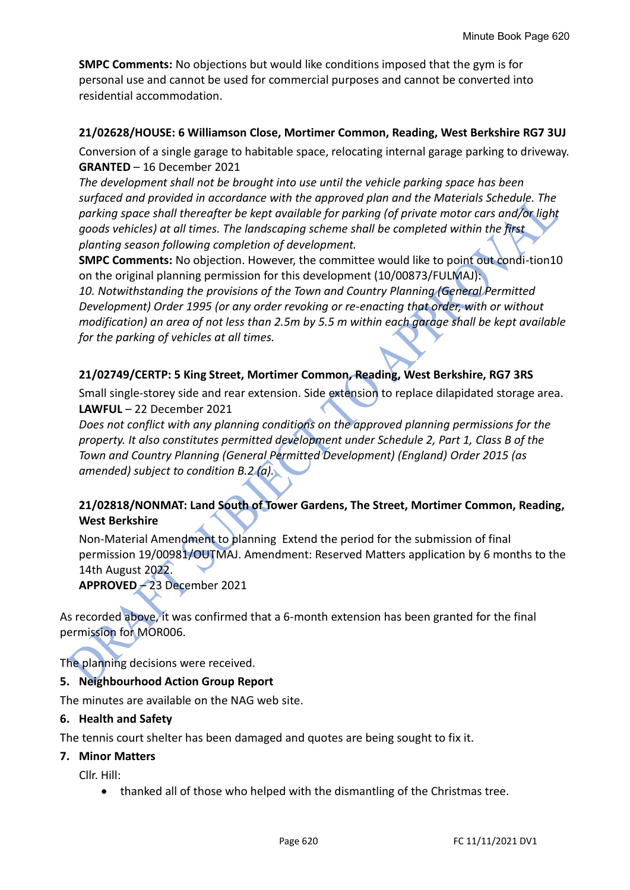**SMPC Comments:** No objections but would like conditions imposed that the gym is for personal use and cannot be used for commercial purposes and cannot be converted into residential accommodation.

**21/02628/HOUSE: 6 Williamson Close, Mortimer Common, Reading, West Berkshire RG7 3UJ**

Conversion of a single garage to habitable space, relocating internal garage parking to driveway.
**GRANTED** – 16 December 2021
*The development shall not be brought into use until the vehicle parking space has been surfaced and provided in accordance with the approved plan and the Materials Schedule. The parking space shall thereafter be kept available for parking (of private motor cars and/or light goods vehicles) at all times. The landscaping scheme shall be completed within the first planting season following completion of development.*
**SMPC Comments:** No objection. However, the committee would like to point out condi-tion10 on the original planning permission for this development (10/00873/FULMAJ):
*10. Notwithstanding the provisions of the Town and Country Planning (General Permitted Development) Order 1995 (or any order revoking or re-enacting that order, with or without modification) an area of not less than 2.5m by 5.5 m within each garage shall be kept available for the parking of vehicles at all times.*

**21/02749/CERTP: 5 King Street, Mortimer Common, Reading, West Berkshire, RG7 3RS**

Small single-storey side and rear extension. Side extension to replace dilapidated storage area.
**LAWFUL** – 22 December 2021
*Does not conflict with any planning conditions on the approved planning permissions for the property. It also constitutes permitted development under Schedule 2, Part 1, Class B of the Town and Country Planning (General Permitted Development) (England) Order 2015 (as amended) subject to condition B.2 (a).*

**21/02818/NONMAT: Land South of Tower Gardens, The Street, Mortimer Common, Reading, West Berkshire**

Non-Material Amendment to planning  Extend the period for the submission of final permission 19/00981/OUTMAJ. Amendment: Reserved Matters application by 6 months to the 14th August 2022.
**APPROVED** – 23 December 2021

As recorded above, it was confirmed that a 6-month extension has been granted for the final permission for MOR006.

The planning decisions were received.

## 5. Neighbourhood Action Group Report

The minutes are available on the NAG web site.

## 6. Health and Safety

The tennis court shelter has been damaged and quotes are being sought to fix it.

## 7. Minor Matters

Cllr. Hill:

- thanked all of those who helped with the dismantling of the Christmas tree.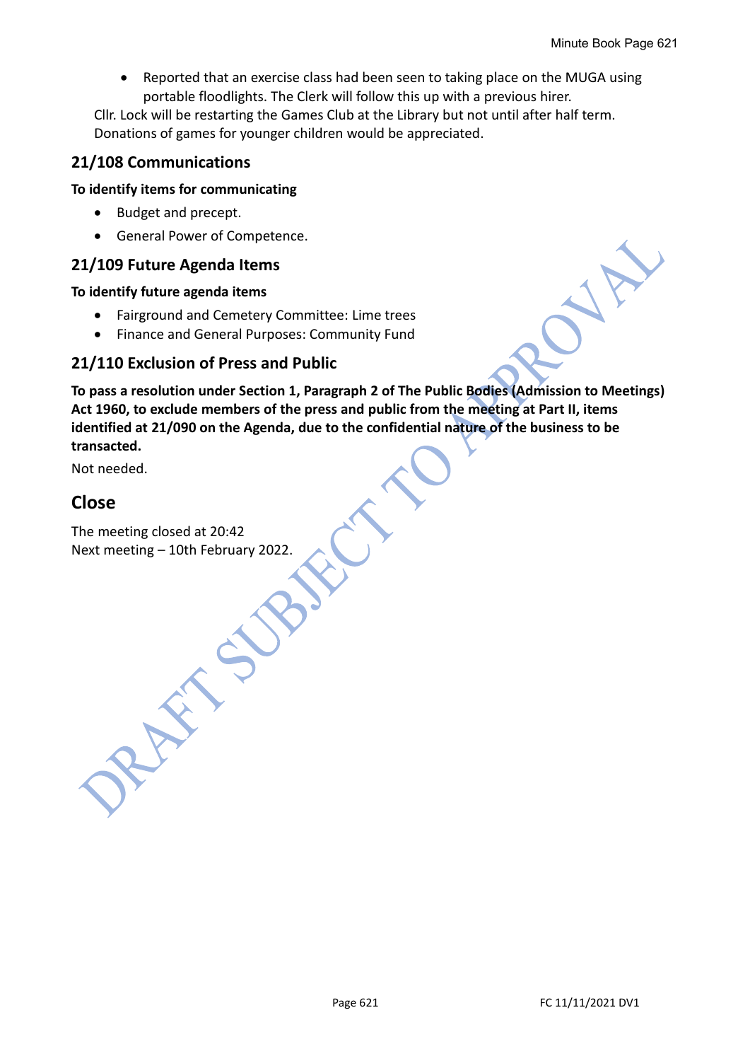- Reported that an exercise class had been seen to taking place on the MUGA using portable floodlights. The Clerk will follow this up with a previous hirer.

Cllr. Lock will be restarting the Games Club at the Library but not until after half term. Donations of games for younger children would be appreciated.

## 21/108 Communications

**To identify items for communicating**

- Budget and precept.
- General Power of Competence.

## 21/109 Future Agenda Items

**To identify future agenda items**

- Fairground and Cemetery Committee: Lime trees
- Finance and General Purposes: Community Fund

## 21/110 Exclusion of Press and Public

**To pass a resolution under Section 1, Paragraph 2 of The Public Bodies (Admission to Meetings) Act 1960, to exclude members of the press and public from the meeting at Part II, items identified at 21/090 on the Agenda, due to the confidential nature of the business to be transacted.**

Not needed.

# Close

The meeting closed at 20:42
Next meeting – 10th February 2022.

DRAFT SUBJECT TO APPROVAL